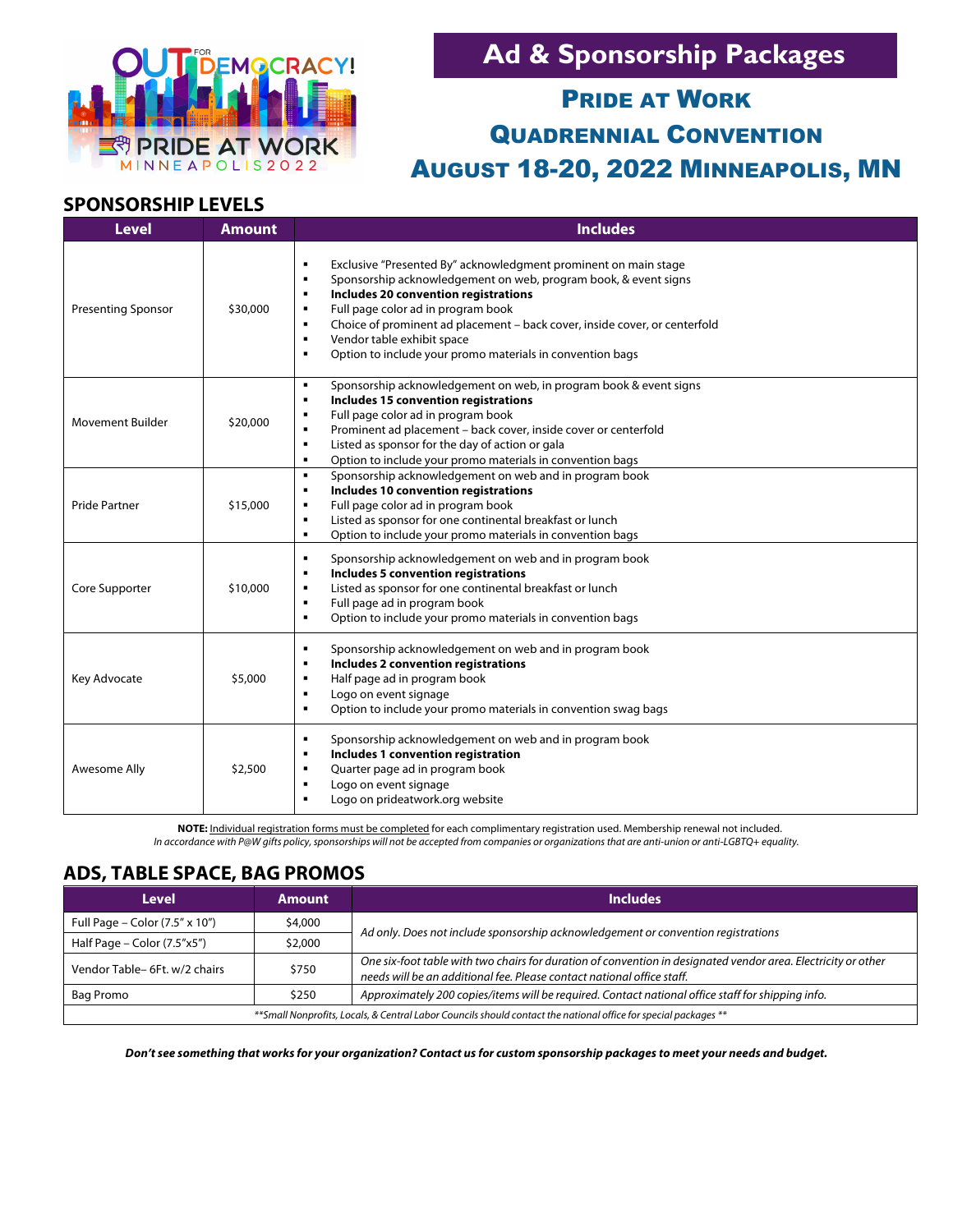OUT FOR DEMOCRACY! PRIDE AT WORK MINNEAPOLIS 2022

# Ad & Sponsorship Packages

## Pride at Work Quadrennial Convention

## August 18-20, 2022 Minneapolis, MN

### SPONSORSHIP LEVELS

| Level | Amount | Includes |
|---|---|---|
| Presenting Sponsor | $30,000 | ▪ Exclusive "Presented By" acknowledgment prominent on main stage<br>▪ Sponsorship acknowledgement on web, program book, & event signs<br>▪ **Includes 20 convention registrations**<br>▪ Full page color ad in program book<br>▪ Choice of prominent ad placement – back cover, inside cover, or centerfold<br>▪ Vendor table exhibit space<br>▪ Option to include your promo materials in convention bags |
| Movement Builder | $20,000 | ▪ Sponsorship acknowledgement on web, in program book & event signs<br>▪ **Includes 15 convention registrations**<br>▪ Full page color ad in program book<br>▪ Prominent ad placement – back cover, inside cover or centerfold<br>▪ Listed as sponsor for the day of action or gala<br>▪ Option to include your promo materials in convention bags |
| Pride Partner | $15,000 | ▪ Sponsorship acknowledgement on web and in program book<br>▪ **Includes 10 convention registrations**<br>▪ Full page color ad in program book<br>▪ Listed as sponsor for one continental breakfast or lunch<br>▪ Option to include your promo materials in convention bags |
| Core Supporter | $10,000 | ▪ Sponsorship acknowledgement on web and in program book<br>▪ **Includes 5 convention registrations**<br>▪ Listed as sponsor for one continental breakfast or lunch<br>▪ Full page ad in program book<br>▪ Option to include your promo materials in convention bags |
| Key Advocate | $5,000 | ▪ Sponsorship acknowledgement on web and in program book<br>▪ **Includes 2 convention registrations**<br>▪ Half page ad in program book<br>▪ Logo on event signage<br>▪ Option to include your promo materials in convention swag bags |
| Awesome Ally | $2,500 | ▪ Sponsorship acknowledgement on web and in program book<br>▪ **Includes 1 convention registration**<br>▪ Quarter page ad in program book<br>▪ Logo on event signage<br>▪ Logo on prideatwork.org website |

**NOTE:** Individual registration forms must be completed for each complimentary registration used. Membership renewal not included.
*In accordance with P@W gifts policy, sponsorships will not be accepted from companies or organizations that are anti-union or anti-LGBTQ+ equality.*

### ADS, TABLE SPACE, BAG PROMOS

| Level | Amount | Includes |
|---|---|---|
| Full Page – Color (7.5" x 10") | $4,000 | *Ad only. Does not include sponsorship acknowledgement or convention registrations* |
| Half Page – Color (7.5"x5") | $2,000 | |
| Vendor Table– 6Ft. w/2 chairs | $750 | *One six-foot table with two chairs for duration of convention in designated vendor area. Electricity or other needs will be an additional fee. Please contact national office staff.* |
| Bag Promo | $250 | *Approximately 200 copies/items will be required. Contact national office staff for shipping info.* |
| *\*\*Small Nonprofits, Locals, & Central Labor Councils should contact the national office for special packages \*\** | | |

***Don't see something that works for your organization? Contact us for custom sponsorship packages to meet your needs and budget.***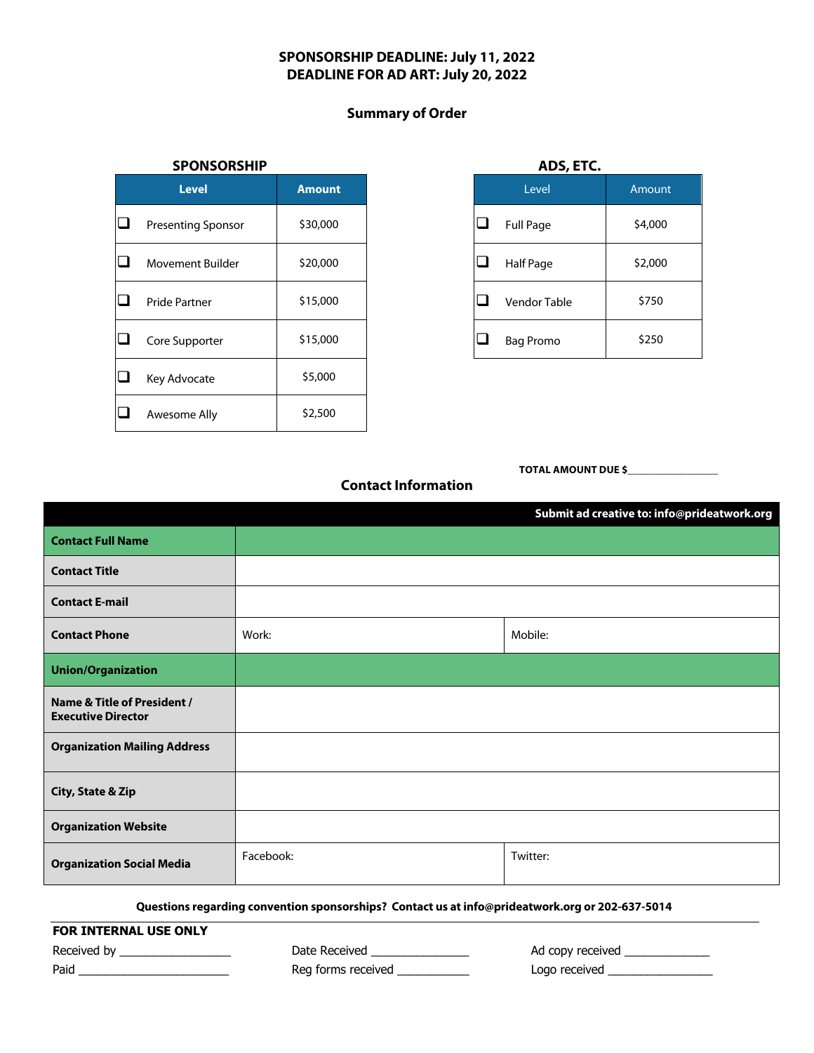**SPONSORSHIP DEADLINE: July 11, 2022**
**DEADLINE FOR AD ART: July 20, 2022**

## Summary of Order

### SPONSORSHIP

| Level | Amount |
|---|---|
| ❑ Presenting Sponsor | $30,000 |
| ❑ Movement Builder | $20,000 |
| ❑ Pride Partner | $15,000 |
| ❑ Core Supporter | $15,000 |
| ❑ Key Advocate | $5,000 |
| ❑ Awesome Ally | $2,500 |

### ADS, ETC.

| Level | Amount |
|---|---|
| ❑ Full Page | $4,000 |
| ❑ Half Page | $2,000 |
| ❑ Vendor Table | $750 |
| ❑ Bag Promo | $250 |

**TOTAL AMOUNT DUE $\_\_\_\_\_\_\_\_\_\_\_\_\_\_\_\_**

## Contact Information

| | | |
|---|---|---|
| | | **Submit ad creative to: info@prideatwork.org** |
| **Contact Full Name** | | |
| **Contact Title** | | |
| **Contact E-mail** | | |
| **Contact Phone** | Work: | Mobile: |
| **Union/Organization** | | |
| **Name & Title of President / Executive Director** | | |
| **Organization Mailing Address** | | |
| **City, State & Zip** | | |
| **Organization Website** | | |
| **Organization Social Media** | Facebook: | Twitter: |

**Questions regarding convention sponsorships? Contact us at info@prideatwork.org or 202-637-5014**

---

**FOR INTERNAL USE ONLY**

Received by \_\_\_\_\_\_\_\_\_\_\_\_\_\_\_\_ Date Received \_\_\_\_\_\_\_\_\_\_\_\_\_\_\_ Ad copy received \_\_\_\_\_\_\_\_\_\_\_\_\_

Paid \_\_\_\_\_\_\_\_\_\_\_\_\_\_\_\_\_\_\_\_\_\_\_ Reg forms received \_\_\_\_\_\_\_\_\_\_\_ Logo received \_\_\_\_\_\_\_\_\_\_\_\_\_\_\_\_